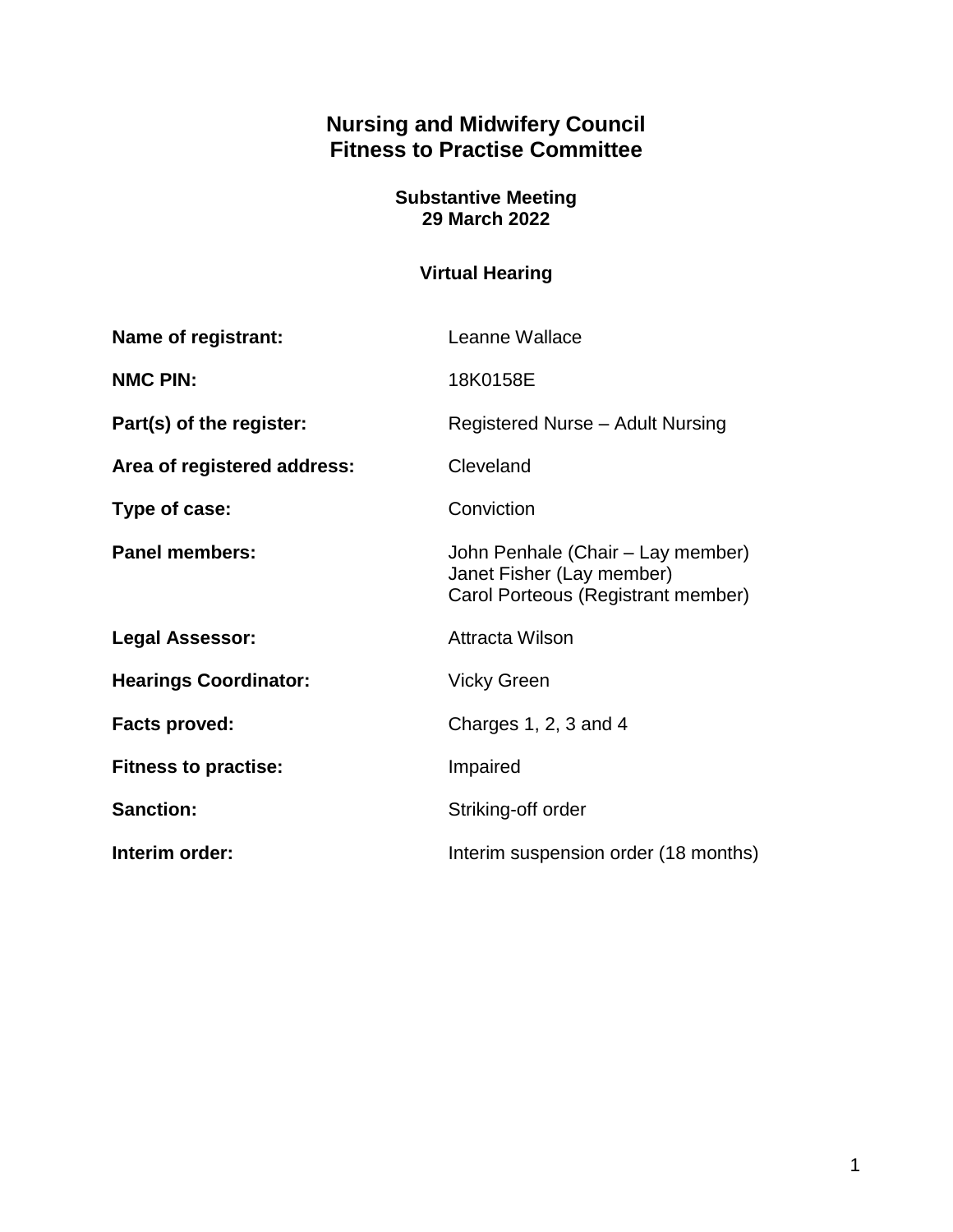# Nursing and Midwifery Council
# Fitness to Practise Committee

**Substantive Meeting**
**29 March 2022**

**Virtual Hearing**

| | |
|---|---|
| **Name of registrant:** | Leanne Wallace |
| **NMC PIN:** | 18K0158E |
| **Part(s) of the register:** | Registered Nurse – Adult Nursing |
| **Area of registered address:** | Cleveland |
| **Type of case:** | Conviction |
| **Panel members:** | John Penhale (Chair – Lay member)<br>Janet Fisher (Lay member)<br>Carol Porteous (Registrant member) |
| **Legal Assessor:** | Attracta Wilson |
| **Hearings Coordinator:** | Vicky Green |
| **Facts proved:** | Charges 1, 2, 3 and 4 |
| **Fitness to practise:** | Impaired |
| **Sanction:** | Striking-off order |
| **Interim order:** | Interim suspension order (18 months) |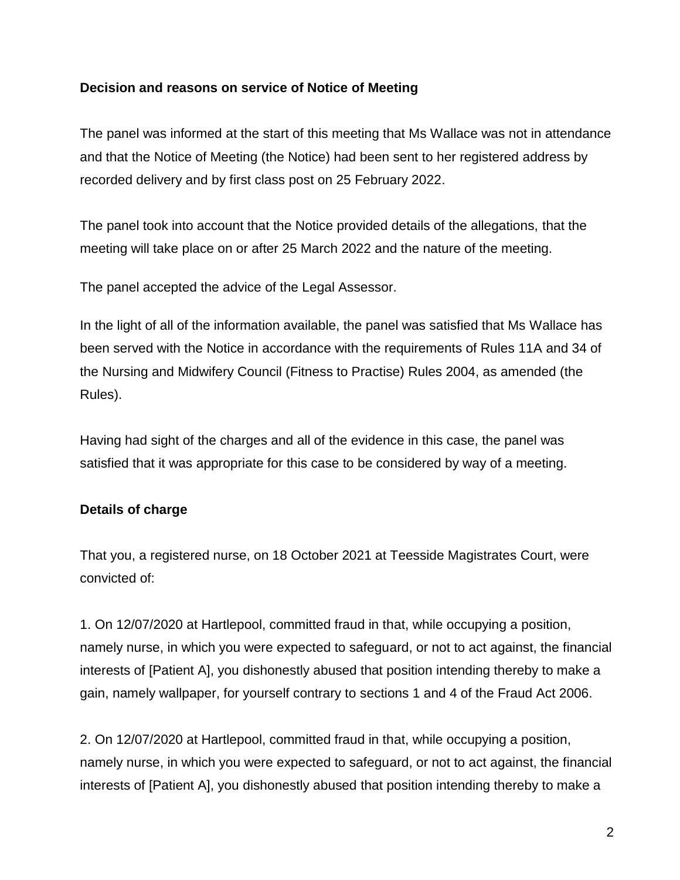**Decision and reasons on service of Notice of Meeting**

The panel was informed at the start of this meeting that Ms Wallace was not in attendance and that the Notice of Meeting (the Notice) had been sent to her registered address by recorded delivery and by first class post on 25 February 2022.

The panel took into account that the Notice provided details of the allegations, that the meeting will take place on or after 25 March 2022 and the nature of the meeting.

The panel accepted the advice of the Legal Assessor.

In the light of all of the information available, the panel was satisfied that Ms Wallace has been served with the Notice in accordance with the requirements of Rules 11A and 34 of the Nursing and Midwifery Council (Fitness to Practise) Rules 2004, as amended (the Rules).

Having had sight of the charges and all of the evidence in this case, the panel was satisfied that it was appropriate for this case to be considered by way of a meeting.

**Details of charge**

That you, a registered nurse, on 18 October 2021 at Teesside Magistrates Court, were convicted of:

1. On 12/07/2020 at Hartlepool, committed fraud in that, while occupying a position, namely nurse, in which you were expected to safeguard, or not to act against, the financial interests of [Patient A], you dishonestly abused that position intending thereby to make a gain, namely wallpaper, for yourself contrary to sections 1 and 4 of the Fraud Act 2006.

2. On 12/07/2020 at Hartlepool, committed fraud in that, while occupying a position, namely nurse, in which you were expected to safeguard, or not to act against, the financial interests of [Patient A], you dishonestly abused that position intending thereby to make a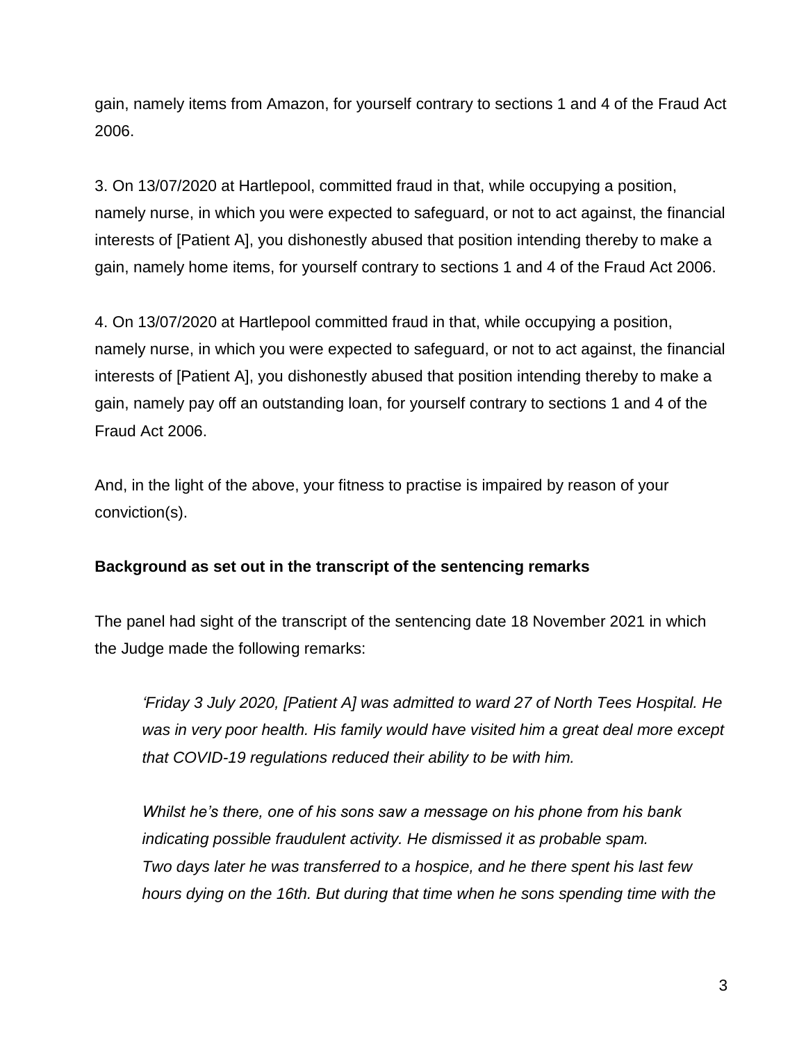gain, namely items from Amazon, for yourself contrary to sections 1 and 4 of the Fraud Act 2006.

3. On 13/07/2020 at Hartlepool, committed fraud in that, while occupying a position, namely nurse, in which you were expected to safeguard, or not to act against, the financial interests of [Patient A], you dishonestly abused that position intending thereby to make a gain, namely home items, for yourself contrary to sections 1 and 4 of the Fraud Act 2006.

4. On 13/07/2020 at Hartlepool committed fraud in that, while occupying a position, namely nurse, in which you were expected to safeguard, or not to act against, the financial interests of [Patient A], you dishonestly abused that position intending thereby to make a gain, namely pay off an outstanding loan, for yourself contrary to sections 1 and 4 of the Fraud Act 2006.

And, in the light of the above, your fitness to practise is impaired by reason of your conviction(s).

**Background as set out in the transcript of the sentencing remarks**

The panel had sight of the transcript of the sentencing date 18 November 2021 in which the Judge made the following remarks:

> *'Friday 3 July 2020, [Patient A] was admitted to ward 27 of North Tees Hospital. He was in very poor health. His family would have visited him a great deal more except that COVID-19 regulations reduced their ability to be with him.*
>
> *Whilst he's there, one of his sons saw a message on his phone from his bank indicating possible fraudulent activity. He dismissed it as probable spam. Two days later he was transferred to a hospice, and he there spent his last few hours dying on the 16th. But during that time when he sons spending time with the*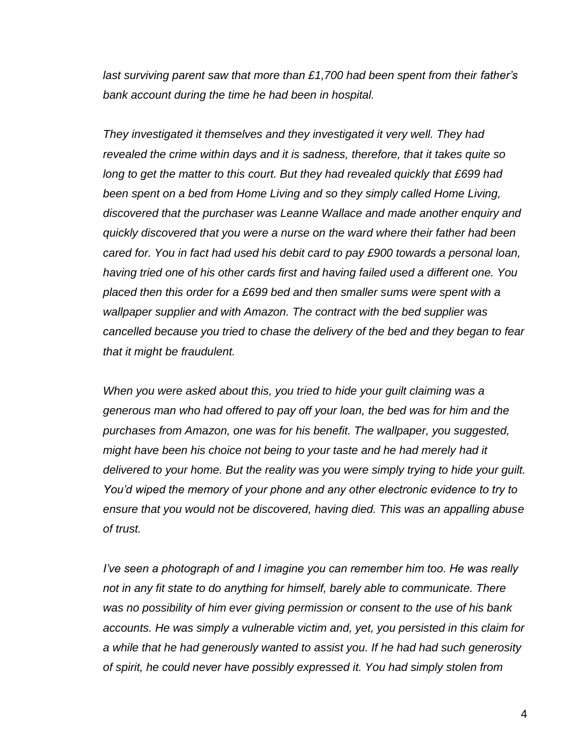*last surviving parent saw that more than £1,700 had been spent from their father's bank account during the time he had been in hospital.*

*They investigated it themselves and they investigated it very well. They had revealed the crime within days and it is sadness, therefore, that it takes quite so long to get the matter to this court. But they had revealed quickly that £699 had been spent on a bed from Home Living and so they simply called Home Living, discovered that the purchaser was Leanne Wallace and made another enquiry and quickly discovered that you were a nurse on the ward where their father had been cared for. You in fact had used his debit card to pay £900 towards a personal loan, having tried one of his other cards first and having failed used a different one. You placed then this order for a £699 bed and then smaller sums were spent with a wallpaper supplier and with Amazon. The contract with the bed supplier was cancelled because you tried to chase the delivery of the bed and they began to fear that it might be fraudulent.*

*When you were asked about this, you tried to hide your guilt claiming was a generous man who had offered to pay off your loan, the bed was for him and the purchases from Amazon, one was for his benefit. The wallpaper, you suggested, might have been his choice not being to your taste and he had merely had it delivered to your home. But the reality was you were simply trying to hide your guilt. You'd wiped the memory of your phone and any other electronic evidence to try to ensure that you would not be discovered, having died. This was an appalling abuse of trust.*

*I've seen a photograph of and I imagine you can remember him too. He was really not in any fit state to do anything for himself, barely able to communicate. There was no possibility of him ever giving permission or consent to the use of his bank accounts. He was simply a vulnerable victim and, yet, you persisted in this claim for a while that he had generously wanted to assist you. If he had had such generosity of spirit, he could never have possibly expressed it. You had simply stolen from*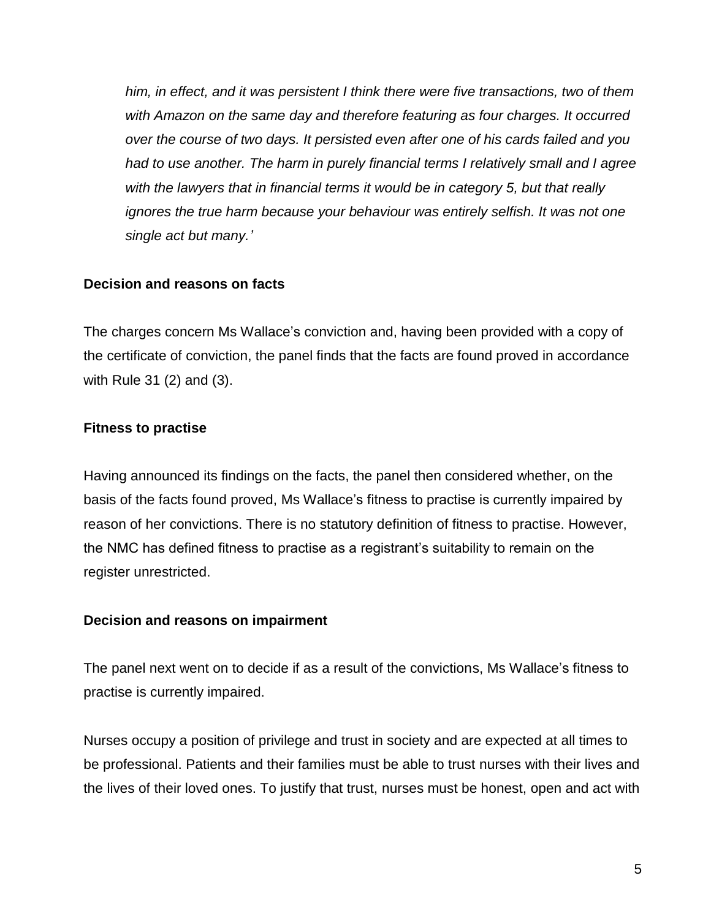*him, in effect, and it was persistent I think there were five transactions, two of them with Amazon on the same day and therefore featuring as four charges. It occurred over the course of two days. It persisted even after one of his cards failed and you had to use another. The harm in purely financial terms I relatively small and I agree with the lawyers that in financial terms it would be in category 5, but that really ignores the true harm because your behaviour was entirely selfish. It was not one single act but many.'*

**Decision and reasons on facts**

The charges concern Ms Wallace's conviction and, having been provided with a copy of the certificate of conviction, the panel finds that the facts are found proved in accordance with Rule 31 (2) and (3).

**Fitness to practise**

Having announced its findings on the facts, the panel then considered whether, on the basis of the facts found proved, Ms Wallace's fitness to practise is currently impaired by reason of her convictions. There is no statutory definition of fitness to practise. However, the NMC has defined fitness to practise as a registrant's suitability to remain on the register unrestricted.

**Decision and reasons on impairment**

The panel next went on to decide if as a result of the convictions, Ms Wallace's fitness to practise is currently impaired.

Nurses occupy a position of privilege and trust in society and are expected at all times to be professional. Patients and their families must be able to trust nurses with their lives and the lives of their loved ones. To justify that trust, nurses must be honest, open and act with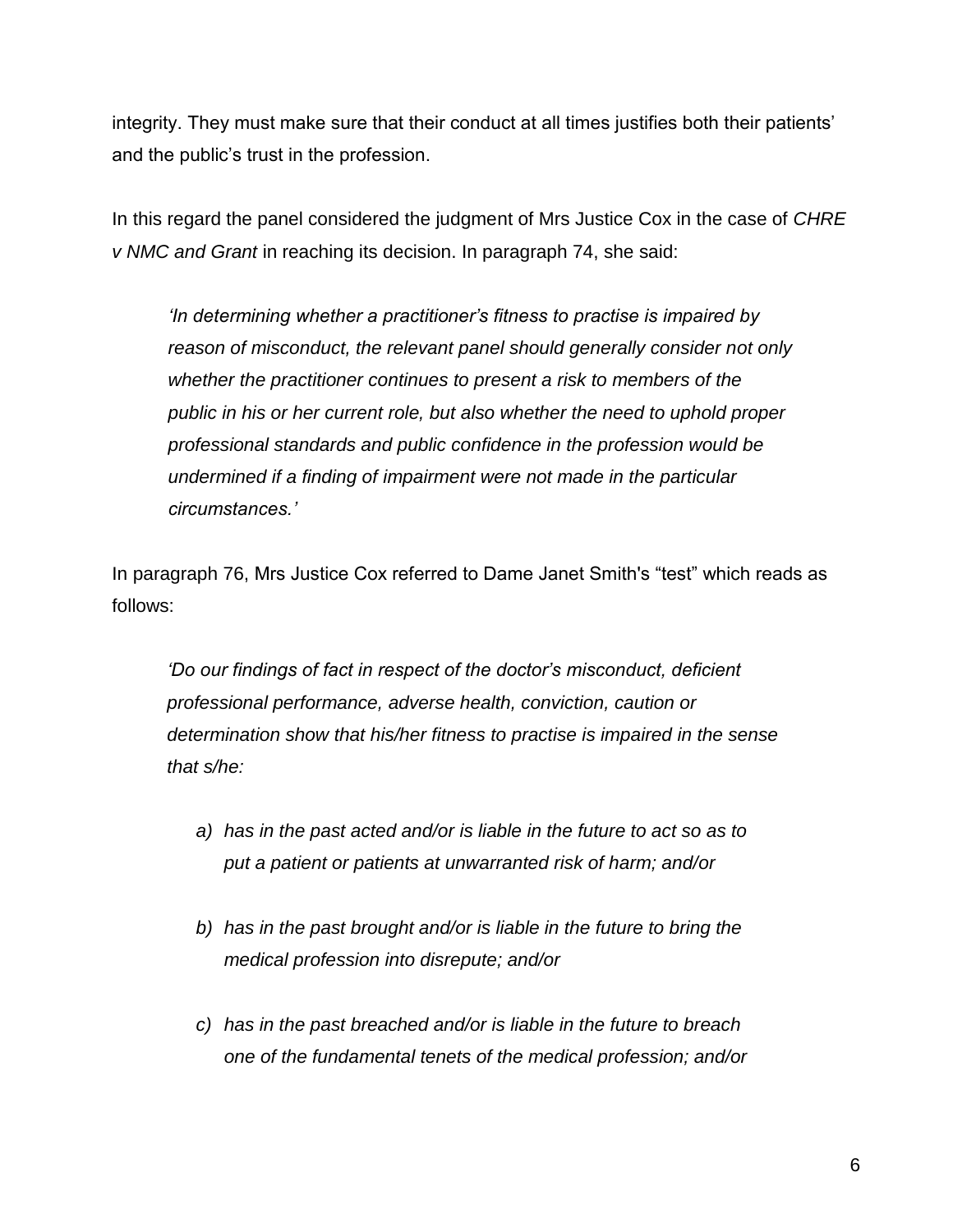integrity. They must make sure that their conduct at all times justifies both their patients' and the public's trust in the profession.

In this regard the panel considered the judgment of Mrs Justice Cox in the case of *CHRE v NMC and Grant* in reaching its decision. In paragraph 74, she said:

> *'In determining whether a practitioner's fitness to practise is impaired by reason of misconduct, the relevant panel should generally consider not only whether the practitioner continues to present a risk to members of the public in his or her current role, but also whether the need to uphold proper professional standards and public confidence in the profession would be undermined if a finding of impairment were not made in the particular circumstances.'*

In paragraph 76, Mrs Justice Cox referred to Dame Janet Smith's "test" which reads as follows:

> *'Do our findings of fact in respect of the doctor's misconduct, deficient professional performance, adverse health, conviction, caution or determination show that his/her fitness to practise is impaired in the sense that s/he:*
>
> *a) has in the past acted and/or is liable in the future to act so as to put a patient or patients at unwarranted risk of harm; and/or*
>
> *b) has in the past brought and/or is liable in the future to bring the medical profession into disrepute; and/or*
>
> *c) has in the past breached and/or is liable in the future to breach one of the fundamental tenets of the medical profession; and/or*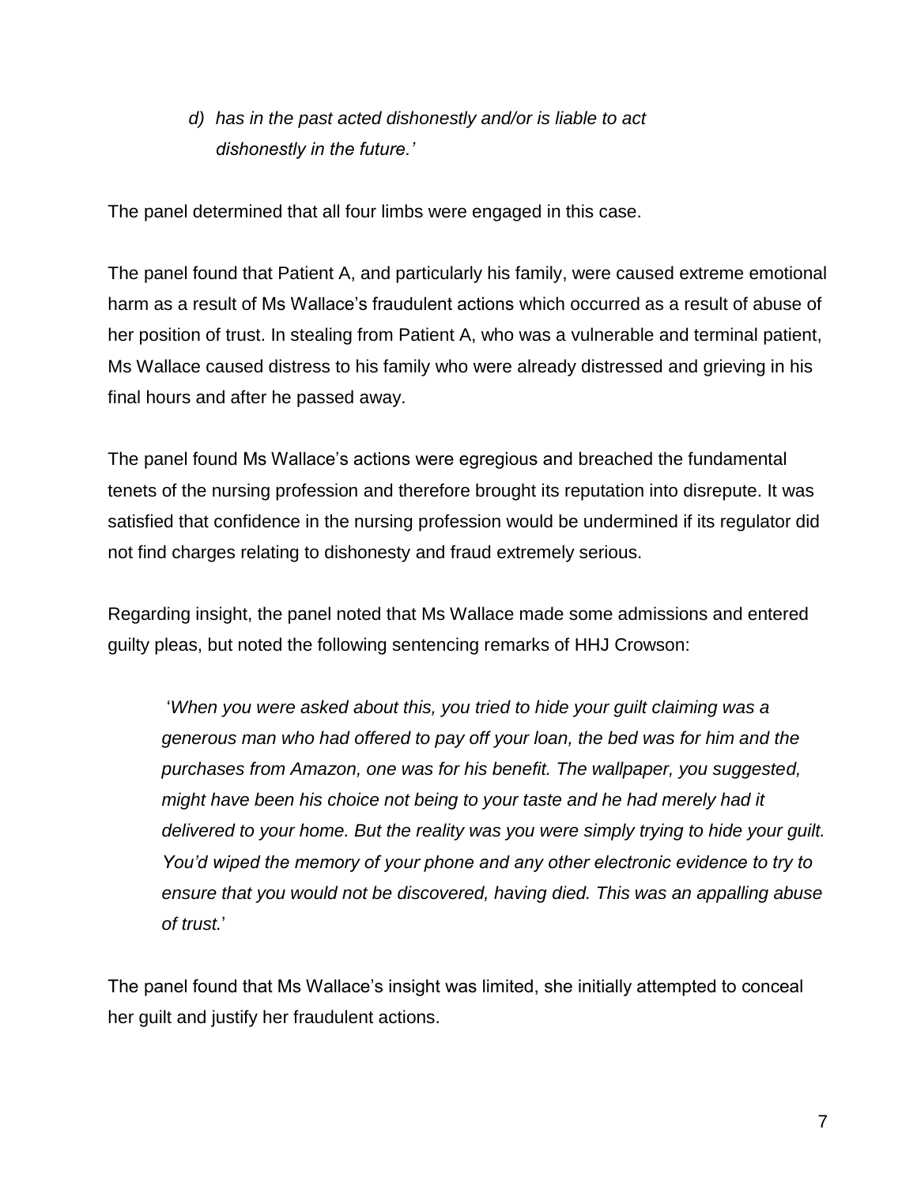> *d) has in the past acted dishonestly and/or is liable to act dishonestly in the future.'*

The panel determined that all four limbs were engaged in this case.

The panel found that Patient A, and particularly his family, were caused extreme emotional harm as a result of Ms Wallace's fraudulent actions which occurred as a result of abuse of her position of trust. In stealing from Patient A, who was a vulnerable and terminal patient, Ms Wallace caused distress to his family who were already distressed and grieving in his final hours and after he passed away.

The panel found Ms Wallace's actions were egregious and breached the fundamental tenets of the nursing profession and therefore brought its reputation into disrepute. It was satisfied that confidence in the nursing profession would be undermined if its regulator did not find charges relating to dishonesty and fraud extremely serious.

Regarding insight, the panel noted that Ms Wallace made some admissions and entered guilty pleas, but noted the following sentencing remarks of HHJ Crowson:

> '*When you were asked about this, you tried to hide your guilt claiming was a generous man who had offered to pay off your loan, the bed was for him and the purchases from Amazon, one was for his benefit. The wallpaper, you suggested, might have been his choice not being to your taste and he had merely had it delivered to your home. But the reality was you were simply trying to hide your guilt. You'd wiped the memory of your phone and any other electronic evidence to try to ensure that you would not be discovered, having died. This was an appalling abuse of trust.*'

The panel found that Ms Wallace's insight was limited, she initially attempted to conceal her guilt and justify her fraudulent actions.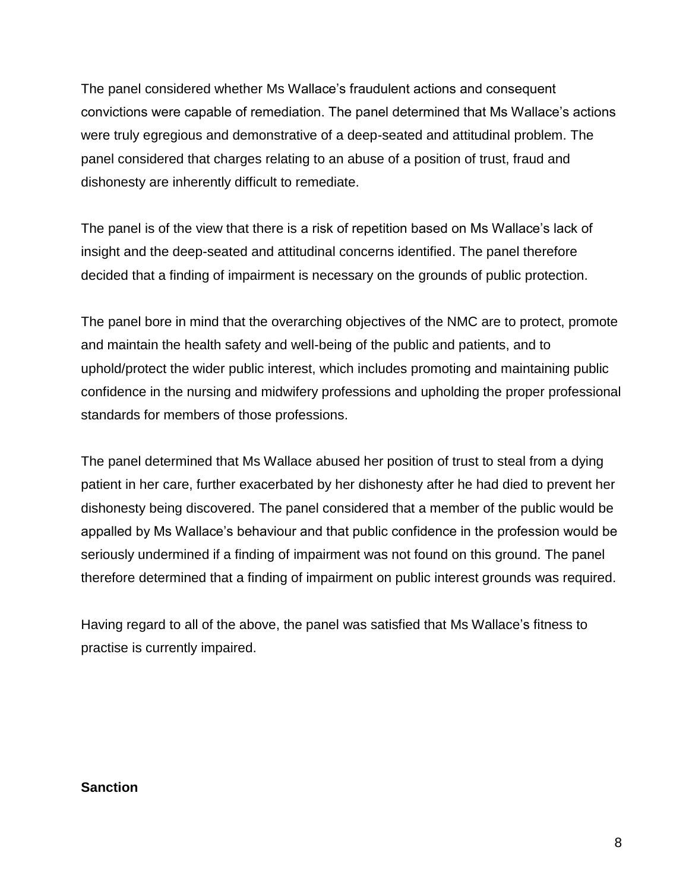The panel considered whether Ms Wallace's fraudulent actions and consequent convictions were capable of remediation. The panel determined that Ms Wallace's actions were truly egregious and demonstrative of a deep-seated and attitudinal problem. The panel considered that charges relating to an abuse of a position of trust, fraud and dishonesty are inherently difficult to remediate.

The panel is of the view that there is a risk of repetition based on Ms Wallace's lack of insight and the deep-seated and attitudinal concerns identified. The panel therefore decided that a finding of impairment is necessary on the grounds of public protection.

The panel bore in mind that the overarching objectives of the NMC are to protect, promote and maintain the health safety and well-being of the public and patients, and to uphold/protect the wider public interest, which includes promoting and maintaining public confidence in the nursing and midwifery professions and upholding the proper professional standards for members of those professions.

The panel determined that Ms Wallace abused her position of trust to steal from a dying patient in her care, further exacerbated by her dishonesty after he had died to prevent her dishonesty being discovered. The panel considered that a member of the public would be appalled by Ms Wallace's behaviour and that public confidence in the profession would be seriously undermined if a finding of impairment was not found on this ground. The panel therefore determined that a finding of impairment on public interest grounds was required.

Having regard to all of the above, the panel was satisfied that Ms Wallace's fitness to practise is currently impaired.

**Sanction**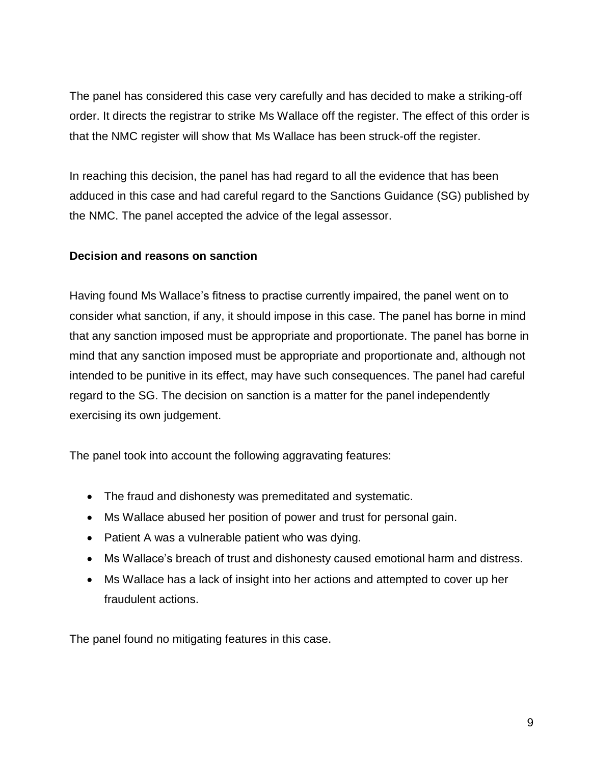The panel has considered this case very carefully and has decided to make a striking-off order. It directs the registrar to strike Ms Wallace off the register. The effect of this order is that the NMC register will show that Ms Wallace has been struck-off the register.

In reaching this decision, the panel has had regard to all the evidence that has been adduced in this case and had careful regard to the Sanctions Guidance (SG) published by the NMC. The panel accepted the advice of the legal assessor.

**Decision and reasons on sanction**

Having found Ms Wallace's fitness to practise currently impaired, the panel went on to consider what sanction, if any, it should impose in this case. The panel has borne in mind that any sanction imposed must be appropriate and proportionate. The panel has borne in mind that any sanction imposed must be appropriate and proportionate and, although not intended to be punitive in its effect, may have such consequences. The panel had careful regard to the SG. The decision on sanction is a matter for the panel independently exercising its own judgement.

The panel took into account the following aggravating features:

- The fraud and dishonesty was premeditated and systematic.
- Ms Wallace abused her position of power and trust for personal gain.
- Patient A was a vulnerable patient who was dying.
- Ms Wallace's breach of trust and dishonesty caused emotional harm and distress.
- Ms Wallace has a lack of insight into her actions and attempted to cover up her fraudulent actions.

The panel found no mitigating features in this case.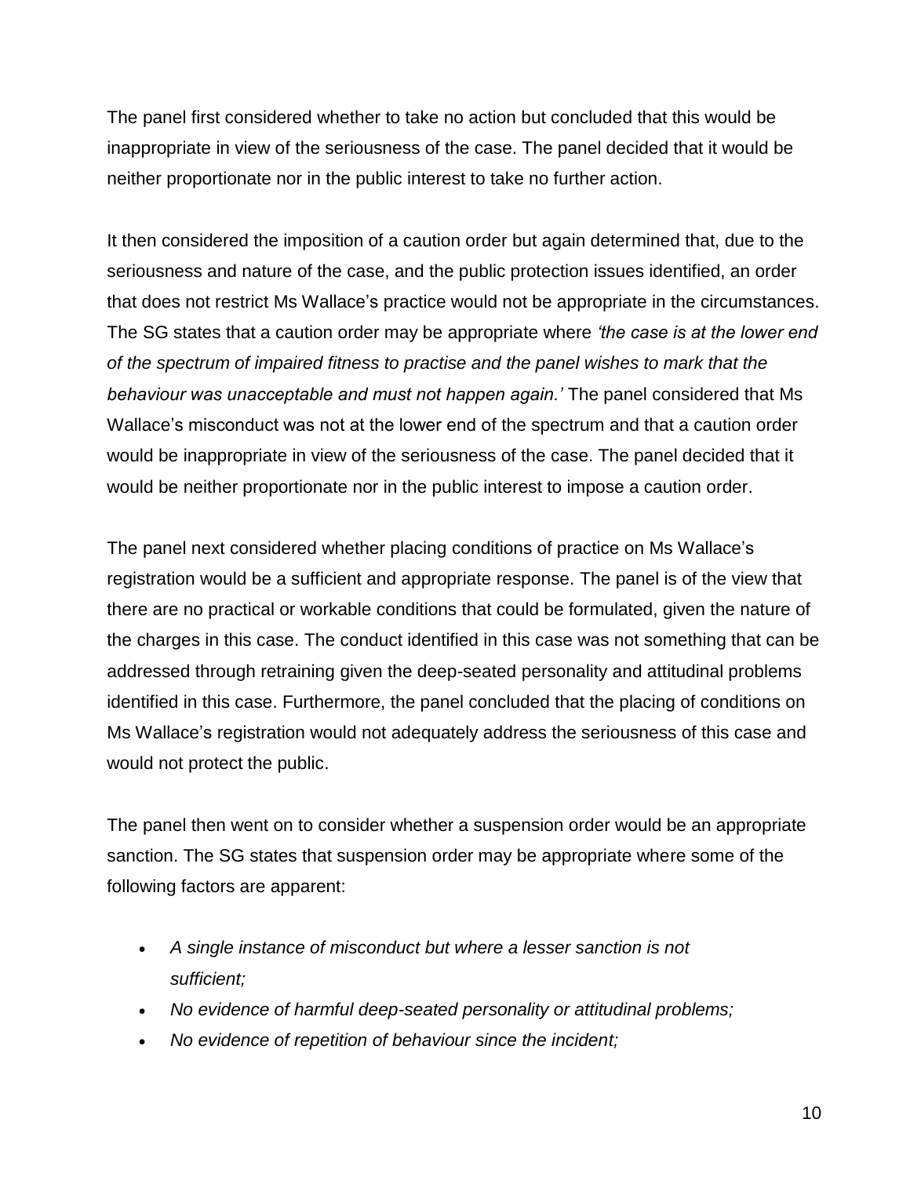The panel first considered whether to take no action but concluded that this would be inappropriate in view of the seriousness of the case. The panel decided that it would be neither proportionate nor in the public interest to take no further action.

It then considered the imposition of a caution order but again determined that, due to the seriousness and nature of the case, and the public protection issues identified, an order that does not restrict Ms Wallace's practice would not be appropriate in the circumstances. The SG states that a caution order may be appropriate where *'the case is at the lower end of the spectrum of impaired fitness to practise and the panel wishes to mark that the behaviour was unacceptable and must not happen again.'* The panel considered that Ms Wallace's misconduct was not at the lower end of the spectrum and that a caution order would be inappropriate in view of the seriousness of the case. The panel decided that it would be neither proportionate nor in the public interest to impose a caution order.

The panel next considered whether placing conditions of practice on Ms Wallace's registration would be a sufficient and appropriate response. The panel is of the view that there are no practical or workable conditions that could be formulated, given the nature of the charges in this case. The conduct identified in this case was not something that can be addressed through retraining given the deep-seated personality and attitudinal problems identified in this case. Furthermore, the panel concluded that the placing of conditions on Ms Wallace's registration would not adequately address the seriousness of this case and would not protect the public.

The panel then went on to consider whether a suspension order would be an appropriate sanction. The SG states that suspension order may be appropriate where some of the following factors are apparent:

- *A single instance of misconduct but where a lesser sanction is not sufficient;*
- *No evidence of harmful deep-seated personality or attitudinal problems;*
- *No evidence of repetition of behaviour since the incident;*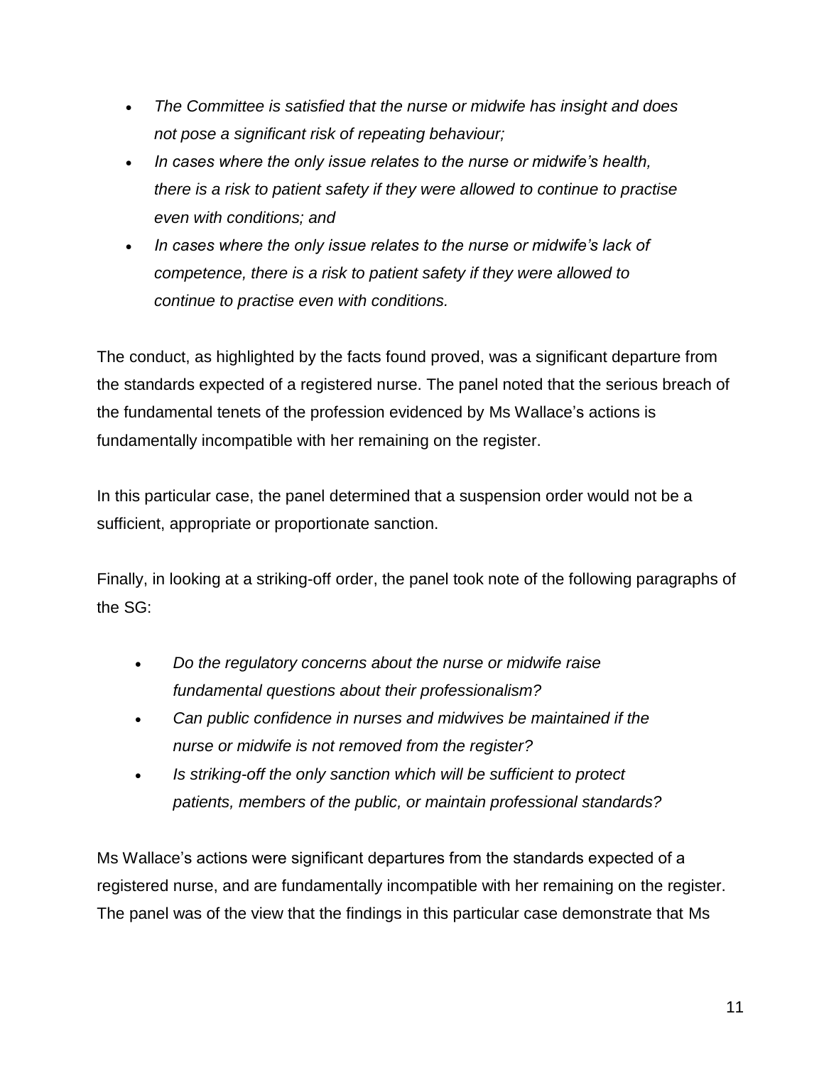- *The Committee is satisfied that the nurse or midwife has insight and does not pose a significant risk of repeating behaviour;*
- *In cases where the only issue relates to the nurse or midwife's health, there is a risk to patient safety if they were allowed to continue to practise even with conditions; and*
- *In cases where the only issue relates to the nurse or midwife's lack of competence, there is a risk to patient safety if they were allowed to continue to practise even with conditions.*

The conduct, as highlighted by the facts found proved, was a significant departure from the standards expected of a registered nurse. The panel noted that the serious breach of the fundamental tenets of the profession evidenced by Ms Wallace's actions is fundamentally incompatible with her remaining on the register.

In this particular case, the panel determined that a suspension order would not be a sufficient, appropriate or proportionate sanction.

Finally, in looking at a striking-off order, the panel took note of the following paragraphs of the SG:

- *Do the regulatory concerns about the nurse or midwife raise fundamental questions about their professionalism?*
- *Can public confidence in nurses and midwives be maintained if the nurse or midwife is not removed from the register?*
- *Is striking-off the only sanction which will be sufficient to protect patients, members of the public, or maintain professional standards?*

Ms Wallace's actions were significant departures from the standards expected of a registered nurse, and are fundamentally incompatible with her remaining on the register. The panel was of the view that the findings in this particular case demonstrate that Ms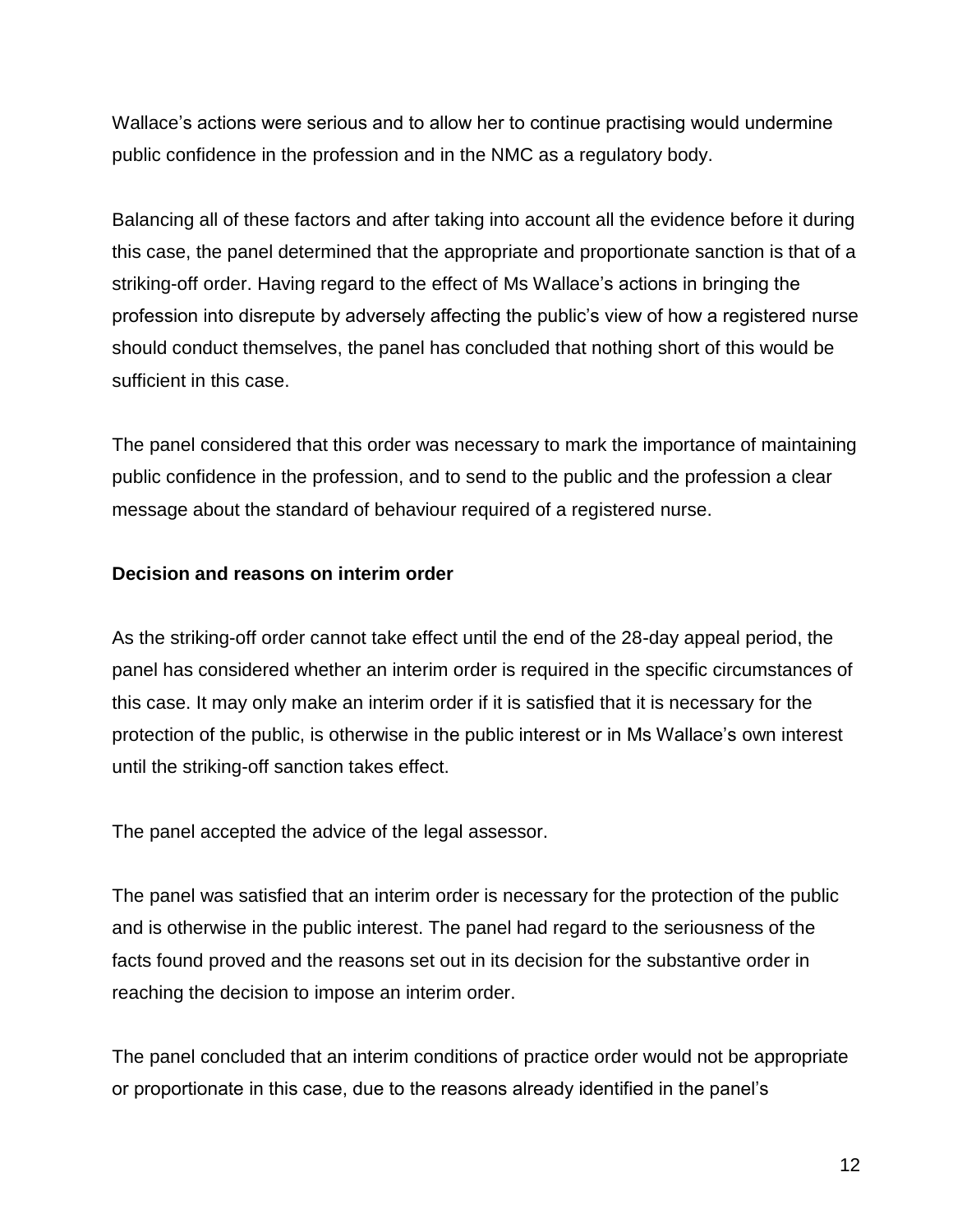Wallace's actions were serious and to allow her to continue practising would undermine public confidence in the profession and in the NMC as a regulatory body.

Balancing all of these factors and after taking into account all the evidence before it during this case, the panel determined that the appropriate and proportionate sanction is that of a striking-off order. Having regard to the effect of Ms Wallace's actions in bringing the profession into disrepute by adversely affecting the public's view of how a registered nurse should conduct themselves, the panel has concluded that nothing short of this would be sufficient in this case.

The panel considered that this order was necessary to mark the importance of maintaining public confidence in the profession, and to send to the public and the profession a clear message about the standard of behaviour required of a registered nurse.

**Decision and reasons on interim order**

As the striking-off order cannot take effect until the end of the 28-day appeal period, the panel has considered whether an interim order is required in the specific circumstances of this case. It may only make an interim order if it is satisfied that it is necessary for the protection of the public, is otherwise in the public interest or in Ms Wallace's own interest until the striking-off sanction takes effect.

The panel accepted the advice of the legal assessor.

The panel was satisfied that an interim order is necessary for the protection of the public and is otherwise in the public interest. The panel had regard to the seriousness of the facts found proved and the reasons set out in its decision for the substantive order in reaching the decision to impose an interim order.

The panel concluded that an interim conditions of practice order would not be appropriate or proportionate in this case, due to the reasons already identified in the panel's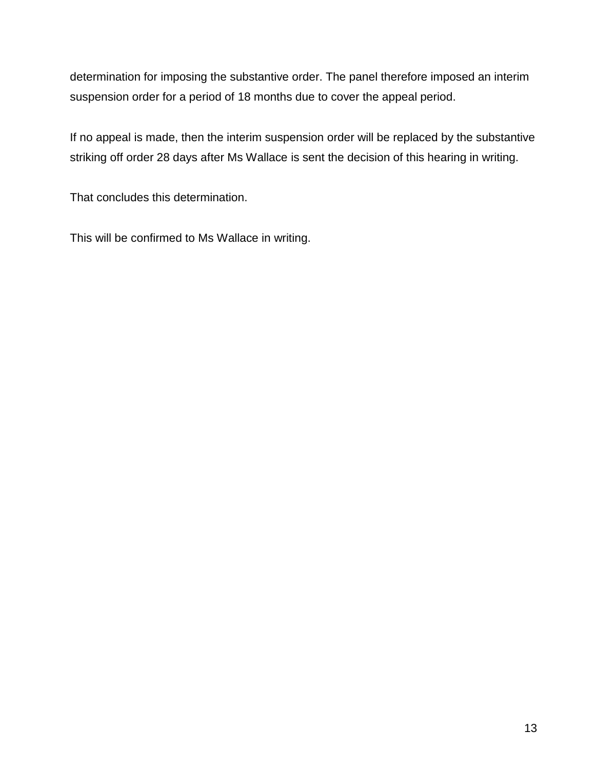determination for imposing the substantive order. The panel therefore imposed an interim suspension order for a period of 18 months due to cover the appeal period.

If no appeal is made, then the interim suspension order will be replaced by the substantive striking off order 28 days after Ms Wallace is sent the decision of this hearing in writing.

That concludes this determination.

This will be confirmed to Ms Wallace in writing.